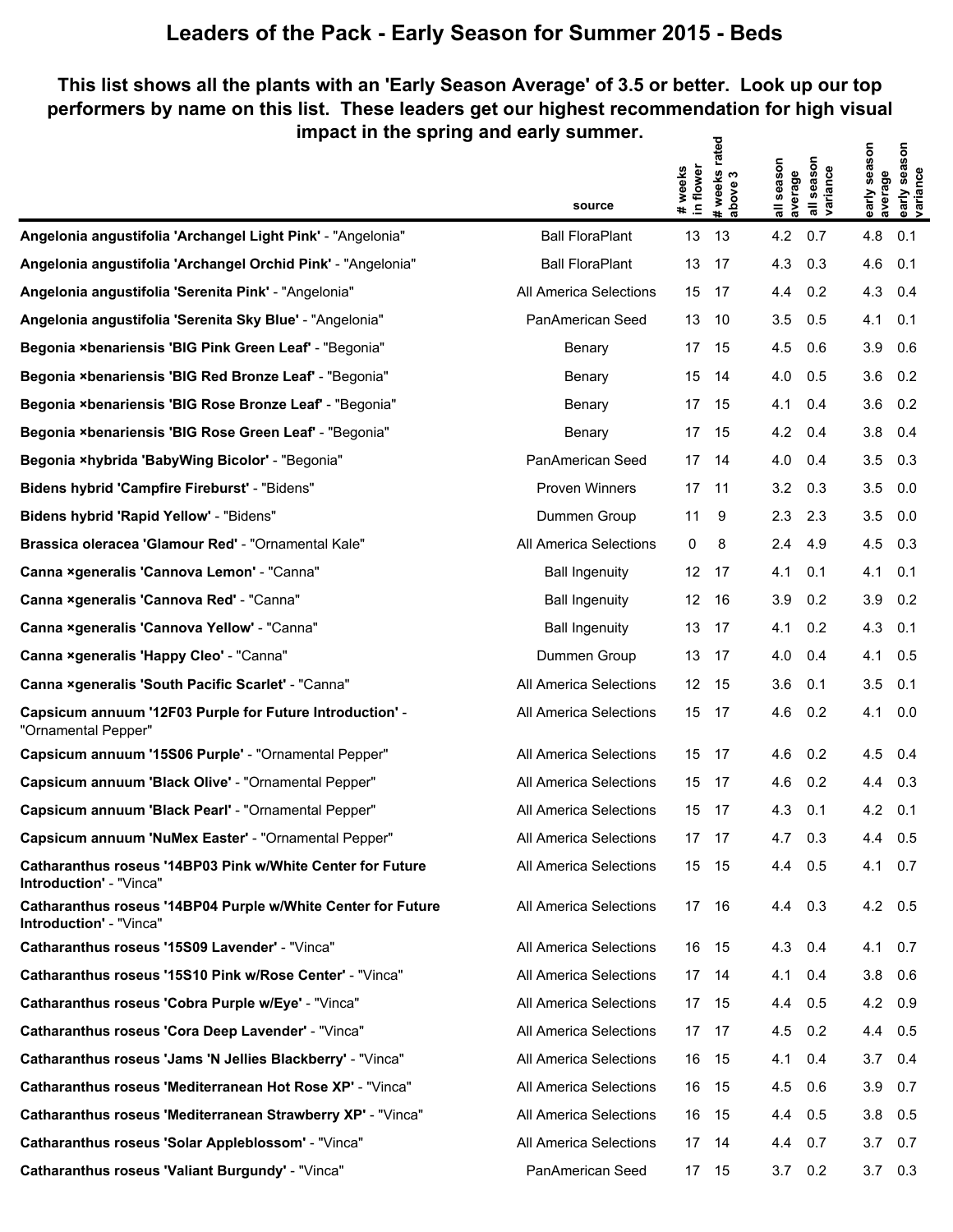# Leaders of the Pack - Early Season for Summer 2015 - Beds

## This list shows all the plants with an 'Early Season Average' of 3.5 or better. Look up our top performers by name on this list. These leaders get our highest recommendation for high visual impact in the spring and early summer.

| | source | # weeks in flower | # weeks rated above 3 | all season average | all season variance | early season average | early season variance |
|---|---|---|---|---|---|---|---|
| **Angelonia angustifolia 'Archangel Light Pink'** - "Angelonia" | Ball FloraPlant | 13 | 13 | 4.2 | 0.7 | 4.8 | 0.1 |
| **Angelonia angustifolia 'Archangel Orchid Pink'** - "Angelonia" | Ball FloraPlant | 13 | 17 | 4.3 | 0.3 | 4.6 | 0.1 |
| **Angelonia angustifolia 'Serenita Pink'** - "Angelonia" | All America Selections | 15 | 17 | 4.4 | 0.2 | 4.3 | 0.4 |
| **Angelonia angustifolia 'Serenita Sky Blue'** - "Angelonia" | PanAmerican Seed | 13 | 10 | 3.5 | 0.5 | 4.1 | 0.1 |
| **Begonia ×benariensis 'BIG Pink Green Leaf'** - "Begonia" | Benary | 17 | 15 | 4.5 | 0.6 | 3.9 | 0.6 |
| **Begonia ×benariensis 'BIG Red Bronze Leaf'** - "Begonia" | Benary | 15 | 14 | 4.0 | 0.5 | 3.6 | 0.2 |
| **Begonia ×benariensis 'BIG Rose Bronze Leaf'** - "Begonia" | Benary | 17 | 15 | 4.1 | 0.4 | 3.6 | 0.2 |
| **Begonia ×benariensis 'BIG Rose Green Leaf'** - "Begonia" | Benary | 17 | 15 | 4.2 | 0.4 | 3.8 | 0.4 |
| **Begonia ×hybrida 'BabyWing Bicolor'** - "Begonia" | PanAmerican Seed | 17 | 14 | 4.0 | 0.4 | 3.5 | 0.3 |
| **Bidens hybrid 'Campfire Fireburst'** - "Bidens" | Proven Winners | 17 | 11 | 3.2 | 0.3 | 3.5 | 0.0 |
| **Bidens hybrid 'Rapid Yellow'** - "Bidens" | Dummen Group | 11 | 9 | 2.3 | 2.3 | 3.5 | 0.0 |
| **Brassica oleracea 'Glamour Red'** - "Ornamental Kale" | All America Selections | 0 | 8 | 2.4 | 4.9 | 4.5 | 0.3 |
| **Canna ×generalis 'Cannova Lemon'** - "Canna" | Ball Ingenuity | 12 | 17 | 4.1 | 0.1 | 4.1 | 0.1 |
| **Canna ×generalis 'Cannova Red'** - "Canna" | Ball Ingenuity | 12 | 16 | 3.9 | 0.2 | 3.9 | 0.2 |
| **Canna ×generalis 'Cannova Yellow'** - "Canna" | Ball Ingenuity | 13 | 17 | 4.1 | 0.2 | 4.3 | 0.1 |
| **Canna ×generalis 'Happy Cleo'** - "Canna" | Dummen Group | 13 | 17 | 4.0 | 0.4 | 4.1 | 0.5 |
| **Canna ×generalis 'South Pacific Scarlet'** - "Canna" | All America Selections | 12 | 15 | 3.6 | 0.1 | 3.5 | 0.1 |
| **Capsicum annuum '12F03 Purple for Future Introduction'** - "Ornamental Pepper" | All America Selections | 15 | 17 | 4.6 | 0.2 | 4.1 | 0.0 |
| **Capsicum annuum '15S06 Purple'** - "Ornamental Pepper" | All America Selections | 15 | 17 | 4.6 | 0.2 | 4.5 | 0.4 |
| **Capsicum annuum 'Black Olive'** - "Ornamental Pepper" | All America Selections | 15 | 17 | 4.6 | 0.2 | 4.4 | 0.3 |
| **Capsicum annuum 'Black Pearl'** - "Ornamental Pepper" | All America Selections | 15 | 17 | 4.3 | 0.1 | 4.2 | 0.1 |
| **Capsicum annuum 'NuMex Easter'** - "Ornamental Pepper" | All America Selections | 17 | 17 | 4.7 | 0.3 | 4.4 | 0.5 |
| **Catharanthus roseus '14BP03 Pink w/White Center for Future Introduction'** - "Vinca" | All America Selections | 15 | 15 | 4.4 | 0.5 | 4.1 | 0.7 |
| **Catharanthus roseus '14BP04 Purple w/White Center for Future Introduction'** - "Vinca" | All America Selections | 17 | 16 | 4.4 | 0.3 | 4.2 | 0.5 |
| **Catharanthus roseus '15S09 Lavender'** - "Vinca" | All America Selections | 16 | 15 | 4.3 | 0.4 | 4.1 | 0.7 |
| **Catharanthus roseus '15S10 Pink w/Rose Center'** - "Vinca" | All America Selections | 17 | 14 | 4.1 | 0.4 | 3.8 | 0.6 |
| **Catharanthus roseus 'Cobra Purple w/Eye'** - "Vinca" | All America Selections | 17 | 15 | 4.4 | 0.5 | 4.2 | 0.9 |
| **Catharanthus roseus 'Cora Deep Lavender'** - "Vinca" | All America Selections | 17 | 17 | 4.5 | 0.2 | 4.4 | 0.5 |
| **Catharanthus roseus 'Jams 'N Jellies Blackberry'** - "Vinca" | All America Selections | 16 | 15 | 4.1 | 0.4 | 3.7 | 0.4 |
| **Catharanthus roseus 'Mediterranean Hot Rose XP'** - "Vinca" | All America Selections | 16 | 15 | 4.5 | 0.6 | 3.9 | 0.7 |
| **Catharanthus roseus 'Mediterranean Strawberry XP'** - "Vinca" | All America Selections | 16 | 15 | 4.4 | 0.5 | 3.8 | 0.5 |
| **Catharanthus roseus 'Solar Appleblossom'** - "Vinca" | All America Selections | 17 | 14 | 4.4 | 0.7 | 3.7 | 0.7 |
| **Catharanthus roseus 'Valiant Burgundy'** - "Vinca" | PanAmerican Seed | 17 | 15 | 3.7 | 0.2 | 3.7 | 0.3 |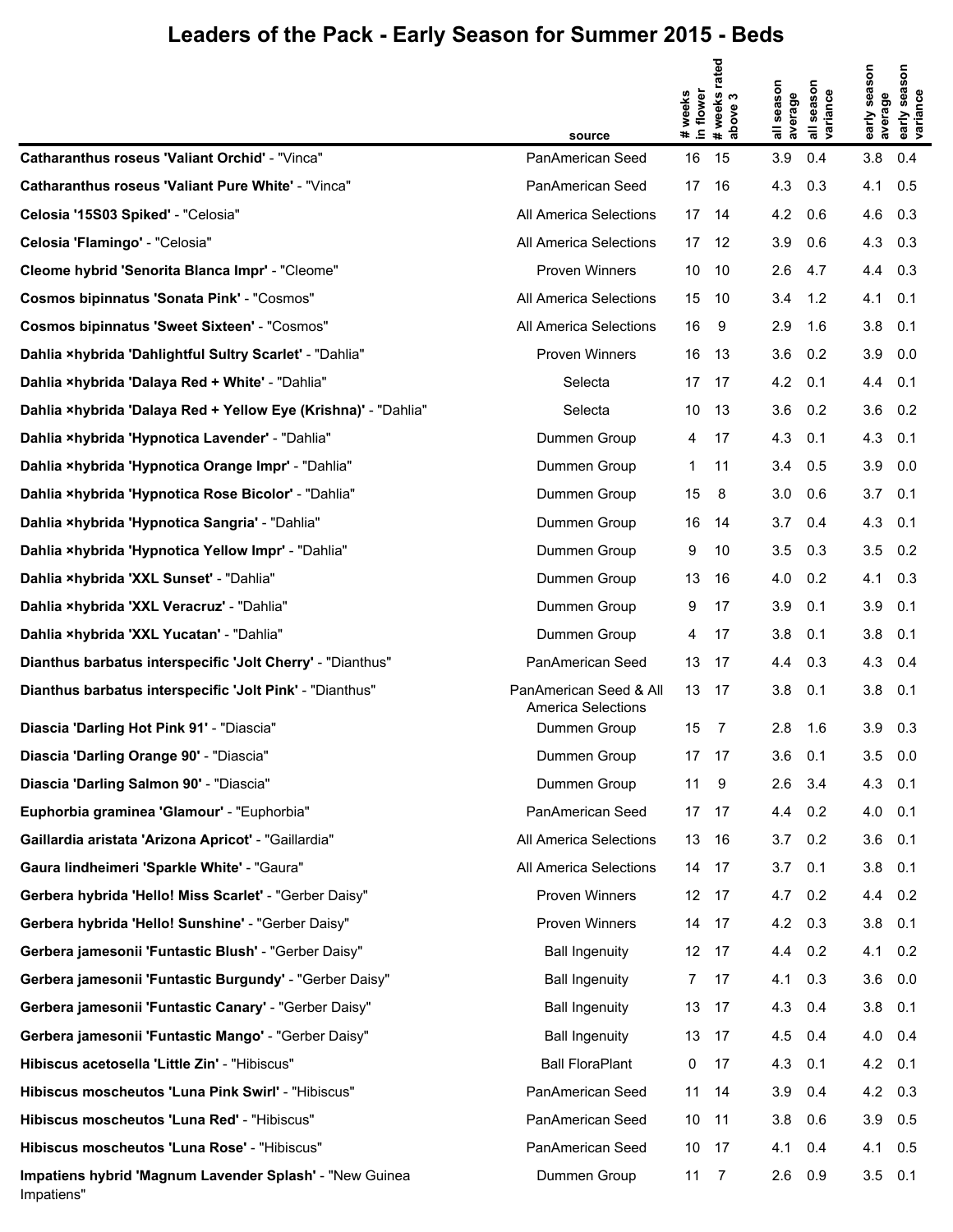# Leaders of the Pack - Early Season for Summer 2015 - Beds

| | source | # weeks in flower | # weeks rated above 3 | all season average | all season variance | early season average | early season variance |
|---|---|---|---|---|---|---|---|
| **Catharanthus roseus 'Valiant Orchid'** - "Vinca" | PanAmerican Seed | 16 | 15 | 3.9 | 0.4 | 3.8 | 0.4 |
| **Catharanthus roseus 'Valiant Pure White'** - "Vinca" | PanAmerican Seed | 17 | 16 | 4.3 | 0.3 | 4.1 | 0.5 |
| **Celosia '15S03 Spiked'** - "Celosia" | All America Selections | 17 | 14 | 4.2 | 0.6 | 4.6 | 0.3 |
| **Celosia 'Flamingo'** - "Celosia" | All America Selections | 17 | 12 | 3.9 | 0.6 | 4.3 | 0.3 |
| **Cleome hybrid 'Senorita Blanca Impr'** - "Cleome" | Proven Winners | 10 | 10 | 2.6 | 4.7 | 4.4 | 0.3 |
| **Cosmos bipinnatus 'Sonata Pink'** - "Cosmos" | All America Selections | 15 | 10 | 3.4 | 1.2 | 4.1 | 0.1 |
| **Cosmos bipinnatus 'Sweet Sixteen'** - "Cosmos" | All America Selections | 16 | 9 | 2.9 | 1.6 | 3.8 | 0.1 |
| **Dahlia ×hybrida 'Dahlightful Sultry Scarlet'** - "Dahlia" | Proven Winners | 16 | 13 | 3.6 | 0.2 | 3.9 | 0.0 |
| **Dahlia ×hybrida 'Dalaya Red + White'** - "Dahlia" | Selecta | 17 | 17 | 4.2 | 0.1 | 4.4 | 0.1 |
| **Dahlia ×hybrida 'Dalaya Red + Yellow Eye (Krishna)'** - "Dahlia" | Selecta | 10 | 13 | 3.6 | 0.2 | 3.6 | 0.2 |
| **Dahlia ×hybrida 'Hypnotica Lavender'** - "Dahlia" | Dummen Group | 4 | 17 | 4.3 | 0.1 | 4.3 | 0.1 |
| **Dahlia ×hybrida 'Hypnotica Orange Impr'** - "Dahlia" | Dummen Group | 1 | 11 | 3.4 | 0.5 | 3.9 | 0.0 |
| **Dahlia ×hybrida 'Hypnotica Rose Bicolor'** - "Dahlia" | Dummen Group | 15 | 8 | 3.0 | 0.6 | 3.7 | 0.1 |
| **Dahlia ×hybrida 'Hypnotica Sangria'** - "Dahlia" | Dummen Group | 16 | 14 | 3.7 | 0.4 | 4.3 | 0.1 |
| **Dahlia ×hybrida 'Hypnotica Yellow Impr'** - "Dahlia" | Dummen Group | 9 | 10 | 3.5 | 0.3 | 3.5 | 0.2 |
| **Dahlia ×hybrida 'XXL Sunset'** - "Dahlia" | Dummen Group | 13 | 16 | 4.0 | 0.2 | 4.1 | 0.3 |
| **Dahlia ×hybrida 'XXL Veracruz'** - "Dahlia" | Dummen Group | 9 | 17 | 3.9 | 0.1 | 3.9 | 0.1 |
| **Dahlia ×hybrida 'XXL Yucatan'** - "Dahlia" | Dummen Group | 4 | 17 | 3.8 | 0.1 | 3.8 | 0.1 |
| **Dianthus barbatus interspecific 'Jolt Cherry'** - "Dianthus" | PanAmerican Seed | 13 | 17 | 4.4 | 0.3 | 4.3 | 0.4 |
| **Dianthus barbatus interspecific 'Jolt Pink'** - "Dianthus" | PanAmerican Seed & All America Selections | 13 | 17 | 3.8 | 0.1 | 3.8 | 0.1 |
| **Diascia 'Darling Hot Pink 91'** - "Diascia" | Dummen Group | 15 | 7 | 2.8 | 1.6 | 3.9 | 0.3 |
| **Diascia 'Darling Orange 90'** - "Diascia" | Dummen Group | 17 | 17 | 3.6 | 0.1 | 3.5 | 0.0 |
| **Diascia 'Darling Salmon 90'** - "Diascia" | Dummen Group | 11 | 9 | 2.6 | 3.4 | 4.3 | 0.1 |
| **Euphorbia graminea 'Glamour'** - "Euphorbia" | PanAmerican Seed | 17 | 17 | 4.4 | 0.2 | 4.0 | 0.1 |
| **Gaillardia aristata 'Arizona Apricot'** - "Gaillardia" | All America Selections | 13 | 16 | 3.7 | 0.2 | 3.6 | 0.1 |
| **Gaura lindheimeri 'Sparkle White'** - "Gaura" | All America Selections | 14 | 17 | 3.7 | 0.1 | 3.8 | 0.1 |
| **Gerbera hybrida 'Hello! Miss Scarlet'** - "Gerber Daisy" | Proven Winners | 12 | 17 | 4.7 | 0.2 | 4.4 | 0.2 |
| **Gerbera hybrida 'Hello! Sunshine'** - "Gerber Daisy" | Proven Winners | 14 | 17 | 4.2 | 0.3 | 3.8 | 0.1 |
| **Gerbera jamesonii 'Funtastic Blush'** - "Gerber Daisy" | Ball Ingenuity | 12 | 17 | 4.4 | 0.2 | 4.1 | 0.2 |
| **Gerbera jamesonii 'Funtastic Burgundy'** - "Gerber Daisy" | Ball Ingenuity | 7 | 17 | 4.1 | 0.3 | 3.6 | 0.0 |
| **Gerbera jamesonii 'Funtastic Canary'** - "Gerber Daisy" | Ball Ingenuity | 13 | 17 | 4.3 | 0.4 | 3.8 | 0.1 |
| **Gerbera jamesonii 'Funtastic Mango'** - "Gerber Daisy" | Ball Ingenuity | 13 | 17 | 4.5 | 0.4 | 4.0 | 0.4 |
| **Hibiscus acetosella 'Little Zin'** - "Hibiscus" | Ball FloraPlant | 0 | 17 | 4.3 | 0.1 | 4.2 | 0.1 |
| **Hibiscus moscheutos 'Luna Pink Swirl'** - "Hibiscus" | PanAmerican Seed | 11 | 14 | 3.9 | 0.4 | 4.2 | 0.3 |
| **Hibiscus moscheutos 'Luna Red'** - "Hibiscus" | PanAmerican Seed | 10 | 11 | 3.8 | 0.6 | 3.9 | 0.5 |
| **Hibiscus moscheutos 'Luna Rose'** - "Hibiscus" | PanAmerican Seed | 10 | 17 | 4.1 | 0.4 | 4.1 | 0.5 |
| **Impatiens hybrid 'Magnum Lavender Splash'** - "New Guinea Impatiens" | Dummen Group | 11 | 7 | 2.6 | 0.9 | 3.5 | 0.1 |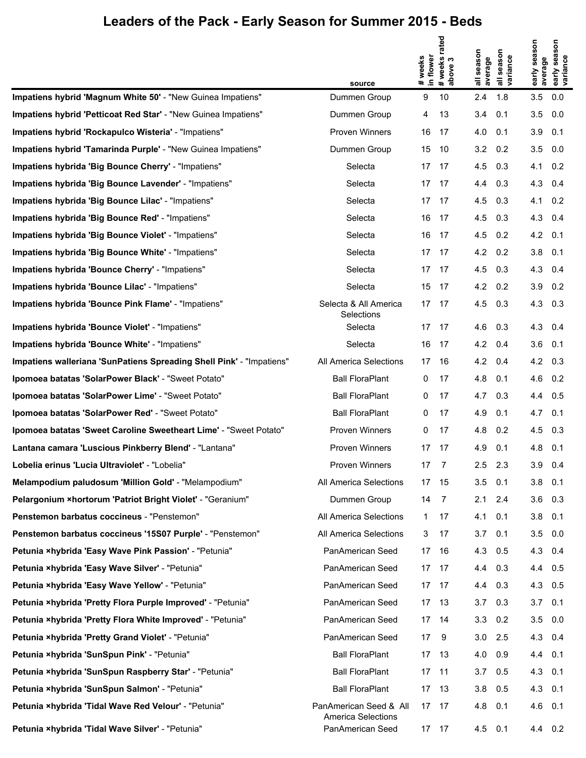# Leaders of the Pack - Early Season for Summer 2015 - Beds

| | source | # weeks in flower | # weeks rated above 3 | all season average | all season variance | early season average | early season variance |
|---|---|---|---|---|---|---|---|
| **Impatiens hybrid 'Magnum White 50'** - "New Guinea Impatiens" | Dummen Group | 9 | 10 | 2.4 | 1.8 | 3.5 | 0.0 |
| **Impatiens hybrid 'Petticoat Red Star'** - "New Guinea Impatiens" | Dummen Group | 4 | 13 | 3.4 | 0.1 | 3.5 | 0.0 |
| **Impatiens hybrid 'Rockapulco Wisteria'** - "Impatiens" | Proven Winners | 16 | 17 | 4.0 | 0.1 | 3.9 | 0.1 |
| **Impatiens hybrid 'Tamarinda Purple'** - "New Guinea Impatiens" | Dummen Group | 15 | 10 | 3.2 | 0.2 | 3.5 | 0.0 |
| **Impatiens hybrida 'Big Bounce Cherry'** - "Impatiens" | Selecta | 17 | 17 | 4.5 | 0.3 | 4.1 | 0.2 |
| **Impatiens hybrida 'Big Bounce Lavender'** - "Impatiens" | Selecta | 17 | 17 | 4.4 | 0.3 | 4.3 | 0.4 |
| **Impatiens hybrida 'Big Bounce Lilac'** - "Impatiens" | Selecta | 17 | 17 | 4.5 | 0.3 | 4.1 | 0.2 |
| **Impatiens hybrida 'Big Bounce Red'** - "Impatiens" | Selecta | 16 | 17 | 4.5 | 0.3 | 4.3 | 0.4 |
| **Impatiens hybrida 'Big Bounce Violet'** - "Impatiens" | Selecta | 16 | 17 | 4.5 | 0.2 | 4.2 | 0.1 |
| **Impatiens hybrida 'Big Bounce White'** - "Impatiens" | Selecta | 17 | 17 | 4.2 | 0.2 | 3.8 | 0.1 |
| **Impatiens hybrida 'Bounce Cherry'** - "Impatiens" | Selecta | 17 | 17 | 4.5 | 0.3 | 4.3 | 0.4 |
| **Impatiens hybrida 'Bounce Lilac'** - "Impatiens" | Selecta | 15 | 17 | 4.2 | 0.2 | 3.9 | 0.2 |
| **Impatiens hybrida 'Bounce Pink Flame'** - "Impatiens" | Selecta & All America Selections | 17 | 17 | 4.5 | 0.3 | 4.3 | 0.3 |
| **Impatiens hybrida 'Bounce Violet'** - "Impatiens" | Selecta | 17 | 17 | 4.6 | 0.3 | 4.3 | 0.4 |
| **Impatiens hybrida 'Bounce White'** - "Impatiens" | Selecta | 16 | 17 | 4.2 | 0.4 | 3.6 | 0.1 |
| **Impatiens walleriana 'SunPatiens Spreading Shell Pink'** - "Impatiens" | All America Selections | 17 | 16 | 4.2 | 0.4 | 4.2 | 0.3 |
| **Ipomoea batatas 'SolarPower Black'** - "Sweet Potato" | Ball FloraPlant | 0 | 17 | 4.8 | 0.1 | 4.6 | 0.2 |
| **Ipomoea batatas 'SolarPower Lime'** - "Sweet Potato" | Ball FloraPlant | 0 | 17 | 4.7 | 0.3 | 4.4 | 0.5 |
| **Ipomoea batatas 'SolarPower Red'** - "Sweet Potato" | Ball FloraPlant | 0 | 17 | 4.9 | 0.1 | 4.7 | 0.1 |
| **Ipomoea batatas 'Sweet Caroline Sweetheart Lime'** - "Sweet Potato" | Proven Winners | 0 | 17 | 4.8 | 0.2 | 4.5 | 0.3 |
| **Lantana camara 'Luscious Pinkberry Blend'** - "Lantana" | Proven Winners | 17 | 17 | 4.9 | 0.1 | 4.8 | 0.1 |
| **Lobelia erinus 'Lucia Ultraviolet'** - "Lobelia" | Proven Winners | 17 | 7 | 2.5 | 2.3 | 3.9 | 0.4 |
| **Melampodium paludosum 'Million Gold'** - "Melampodium" | All America Selections | 17 | 15 | 3.5 | 0.1 | 3.8 | 0.1 |
| **Pelargonium ×hortorum 'Patriot Bright Violet'** - "Geranium" | Dummen Group | 14 | 7 | 2.1 | 2.4 | 3.6 | 0.3 |
| **Penstemon barbatus coccineus** - "Penstemon" | All America Selections | 1 | 17 | 4.1 | 0.1 | 3.8 | 0.1 |
| **Penstemon barbatus coccineus '15S07 Purple'** - "Penstemon" | All America Selections | 3 | 17 | 3.7 | 0.1 | 3.5 | 0.0 |
| **Petunia ×hybrida 'Easy Wave Pink Passion'** - "Petunia" | PanAmerican Seed | 17 | 16 | 4.3 | 0.5 | 4.3 | 0.4 |
| **Petunia ×hybrida 'Easy Wave Silver'** - "Petunia" | PanAmerican Seed | 17 | 17 | 4.4 | 0.3 | 4.4 | 0.5 |
| **Petunia ×hybrida 'Easy Wave Yellow'** - "Petunia" | PanAmerican Seed | 17 | 17 | 4.4 | 0.3 | 4.3 | 0.5 |
| **Petunia ×hybrida 'Pretty Flora Purple Improved'** - "Petunia" | PanAmerican Seed | 17 | 13 | 3.7 | 0.3 | 3.7 | 0.1 |
| **Petunia ×hybrida 'Pretty Flora White Improved'** - "Petunia" | PanAmerican Seed | 17 | 14 | 3.3 | 0.2 | 3.5 | 0.0 |
| **Petunia ×hybrida 'Pretty Grand Violet'** - "Petunia" | PanAmerican Seed | 17 | 9 | 3.0 | 2.5 | 4.3 | 0.4 |
| **Petunia ×hybrida 'SunSpun Pink'** - "Petunia" | Ball FloraPlant | 17 | 13 | 4.0 | 0.9 | 4.4 | 0.1 |
| **Petunia ×hybrida 'SunSpun Raspberry Star'** - "Petunia" | Ball FloraPlant | 17 | 11 | 3.7 | 0.5 | 4.3 | 0.1 |
| **Petunia ×hybrida 'SunSpun Salmon'** - "Petunia" | Ball FloraPlant | 17 | 13 | 3.8 | 0.5 | 4.3 | 0.1 |
| **Petunia ×hybrida 'Tidal Wave Red Velour'** - "Petunia" | PanAmerican Seed & All America Selections | 17 | 17 | 4.8 | 0.1 | 4.6 | 0.1 |
| **Petunia ×hybrida 'Tidal Wave Silver'** - "Petunia" | PanAmerican Seed | 17 | 17 | 4.5 | 0.1 | 4.4 | 0.2 |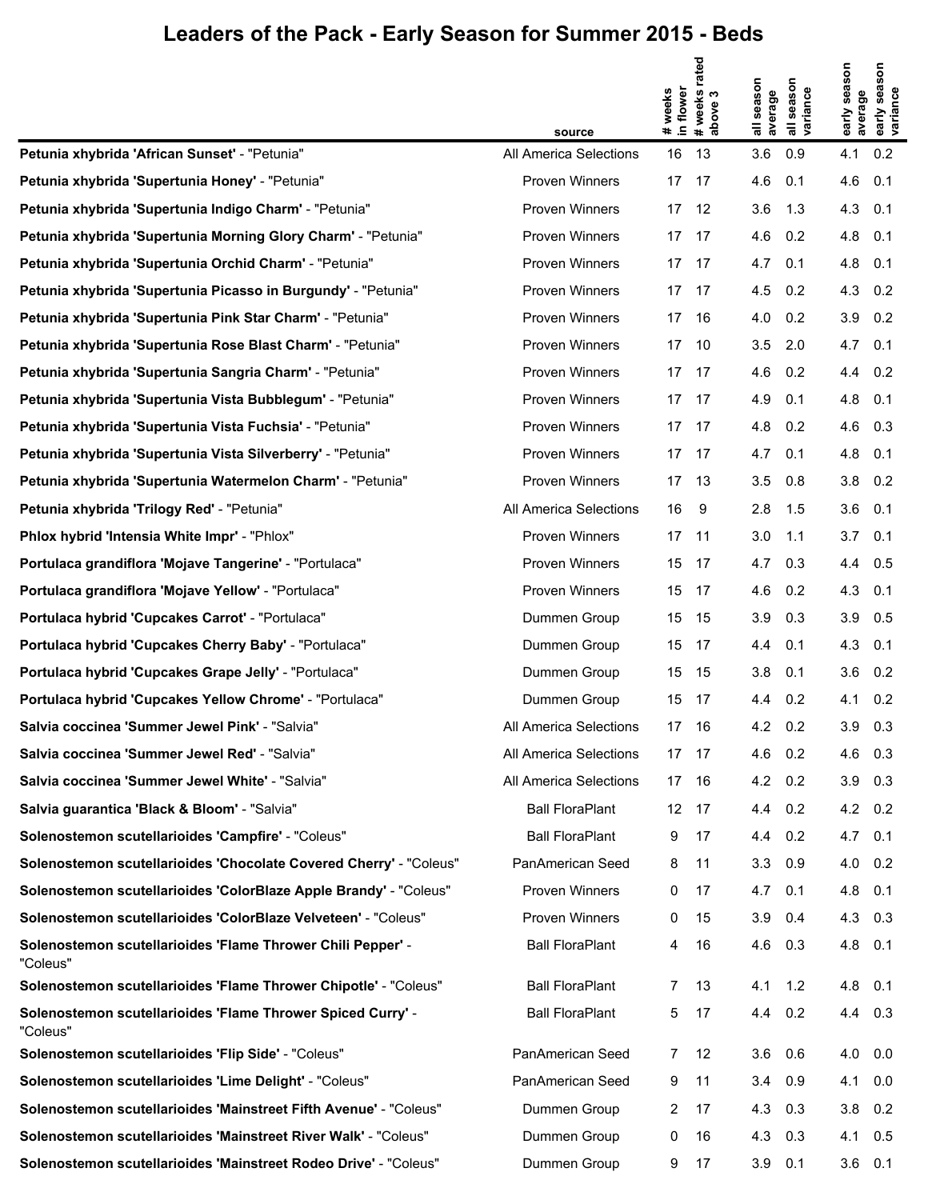# Leaders of the Pack - Early Season for Summer 2015 - Beds

| | source | # weeks in flower | # weeks rated above 3 | all season average | all season variance | early season average | early season variance |
|---|---|---|---|---|---|---|---|
| **Petunia xhybrida 'African Sunset'** - "Petunia" | All America Selections | 16 | 13 | 3.6 | 0.9 | 4.1 | 0.2 |
| **Petunia xhybrida 'Supertunia Honey'** - "Petunia" | Proven Winners | 17 | 17 | 4.6 | 0.1 | 4.6 | 0.1 |
| **Petunia xhybrida 'Supertunia Indigo Charm'** - "Petunia" | Proven Winners | 17 | 12 | 3.6 | 1.3 | 4.3 | 0.1 |
| **Petunia xhybrida 'Supertunia Morning Glory Charm'** - "Petunia" | Proven Winners | 17 | 17 | 4.6 | 0.2 | 4.8 | 0.1 |
| **Petunia xhybrida 'Supertunia Orchid Charm'** - "Petunia" | Proven Winners | 17 | 17 | 4.7 | 0.1 | 4.8 | 0.1 |
| **Petunia xhybrida 'Supertunia Picasso in Burgundy'** - "Petunia" | Proven Winners | 17 | 17 | 4.5 | 0.2 | 4.3 | 0.2 |
| **Petunia xhybrida 'Supertunia Pink Star Charm'** - "Petunia" | Proven Winners | 17 | 16 | 4.0 | 0.2 | 3.9 | 0.2 |
| **Petunia xhybrida 'Supertunia Rose Blast Charm'** - "Petunia" | Proven Winners | 17 | 10 | 3.5 | 2.0 | 4.7 | 0.1 |
| **Petunia xhybrida 'Supertunia Sangria Charm'** - "Petunia" | Proven Winners | 17 | 17 | 4.6 | 0.2 | 4.4 | 0.2 |
| **Petunia xhybrida 'Supertunia Vista Bubblegum'** - "Petunia" | Proven Winners | 17 | 17 | 4.9 | 0.1 | 4.8 | 0.1 |
| **Petunia xhybrida 'Supertunia Vista Fuchsia'** - "Petunia" | Proven Winners | 17 | 17 | 4.8 | 0.2 | 4.6 | 0.3 |
| **Petunia xhybrida 'Supertunia Vista Silverberry'** - "Petunia" | Proven Winners | 17 | 17 | 4.7 | 0.1 | 4.8 | 0.1 |
| **Petunia xhybrida 'Supertunia Watermelon Charm'** - "Petunia" | Proven Winners | 17 | 13 | 3.5 | 0.8 | 3.8 | 0.2 |
| **Petunia xhybrida 'Trilogy Red'** - "Petunia" | All America Selections | 16 | 9 | 2.8 | 1.5 | 3.6 | 0.1 |
| **Phlox hybrid 'Intensia White Impr'** - "Phlox" | Proven Winners | 17 | 11 | 3.0 | 1.1 | 3.7 | 0.1 |
| **Portulaca grandiflora 'Mojave Tangerine'** - "Portulaca" | Proven Winners | 15 | 17 | 4.7 | 0.3 | 4.4 | 0.5 |
| **Portulaca grandiflora 'Mojave Yellow'** - "Portulaca" | Proven Winners | 15 | 17 | 4.6 | 0.2 | 4.3 | 0.1 |
| **Portulaca hybrid 'Cupcakes Carrot'** - "Portulaca" | Dummen Group | 15 | 15 | 3.9 | 0.3 | 3.9 | 0.5 |
| **Portulaca hybrid 'Cupcakes Cherry Baby'** - "Portulaca" | Dummen Group | 15 | 17 | 4.4 | 0.1 | 4.3 | 0.1 |
| **Portulaca hybrid 'Cupcakes Grape Jelly'** - "Portulaca" | Dummen Group | 15 | 15 | 3.8 | 0.1 | 3.6 | 0.2 |
| **Portulaca hybrid 'Cupcakes Yellow Chrome'** - "Portulaca" | Dummen Group | 15 | 17 | 4.4 | 0.2 | 4.1 | 0.2 |
| **Salvia coccinea 'Summer Jewel Pink'** - "Salvia" | All America Selections | 17 | 16 | 4.2 | 0.2 | 3.9 | 0.3 |
| **Salvia coccinea 'Summer Jewel Red'** - "Salvia" | All America Selections | 17 | 17 | 4.6 | 0.2 | 4.6 | 0.3 |
| **Salvia coccinea 'Summer Jewel White'** - "Salvia" | All America Selections | 17 | 16 | 4.2 | 0.2 | 3.9 | 0.3 |
| **Salvia guarantica 'Black & Bloom'** - "Salvia" | Ball FloraPlant | 12 | 17 | 4.4 | 0.2 | 4.2 | 0.2 |
| **Solenostemon scutellarioides 'Campfire'** - "Coleus" | Ball FloraPlant | 9 | 17 | 4.4 | 0.2 | 4.7 | 0.1 |
| **Solenostemon scutellarioides 'Chocolate Covered Cherry'** - "Coleus" | PanAmerican Seed | 8 | 11 | 3.3 | 0.9 | 4.0 | 0.2 |
| **Solenostemon scutellarioides 'ColorBlaze Apple Brandy'** - "Coleus" | Proven Winners | 0 | 17 | 4.7 | 0.1 | 4.8 | 0.1 |
| **Solenostemon scutellarioides 'ColorBlaze Velveteen'** - "Coleus" | Proven Winners | 0 | 15 | 3.9 | 0.4 | 4.3 | 0.3 |
| **Solenostemon scutellarioides 'Flame Thrower Chili Pepper'** - "Coleus" | Ball FloraPlant | 4 | 16 | 4.6 | 0.3 | 4.8 | 0.1 |
| **Solenostemon scutellarioides 'Flame Thrower Chipotle'** - "Coleus" | Ball FloraPlant | 7 | 13 | 4.1 | 1.2 | 4.8 | 0.1 |
| **Solenostemon scutellarioides 'Flame Thrower Spiced Curry'** - "Coleus" | Ball FloraPlant | 5 | 17 | 4.4 | 0.2 | 4.4 | 0.3 |
| **Solenostemon scutellarioides 'Flip Side'** - "Coleus" | PanAmerican Seed | 7 | 12 | 3.6 | 0.6 | 4.0 | 0.0 |
| **Solenostemon scutellarioides 'Lime Delight'** - "Coleus" | PanAmerican Seed | 9 | 11 | 3.4 | 0.9 | 4.1 | 0.0 |
| **Solenostemon scutellarioides 'Mainstreet Fifth Avenue'** - "Coleus" | Dummen Group | 2 | 17 | 4.3 | 0.3 | 3.8 | 0.2 |
| **Solenostemon scutellarioides 'Mainstreet River Walk'** - "Coleus" | Dummen Group | 0 | 16 | 4.3 | 0.3 | 4.1 | 0.5 |
| **Solenostemon scutellarioides 'Mainstreet Rodeo Drive'** - "Coleus" | Dummen Group | 9 | 17 | 3.9 | 0.1 | 3.6 | 0.1 |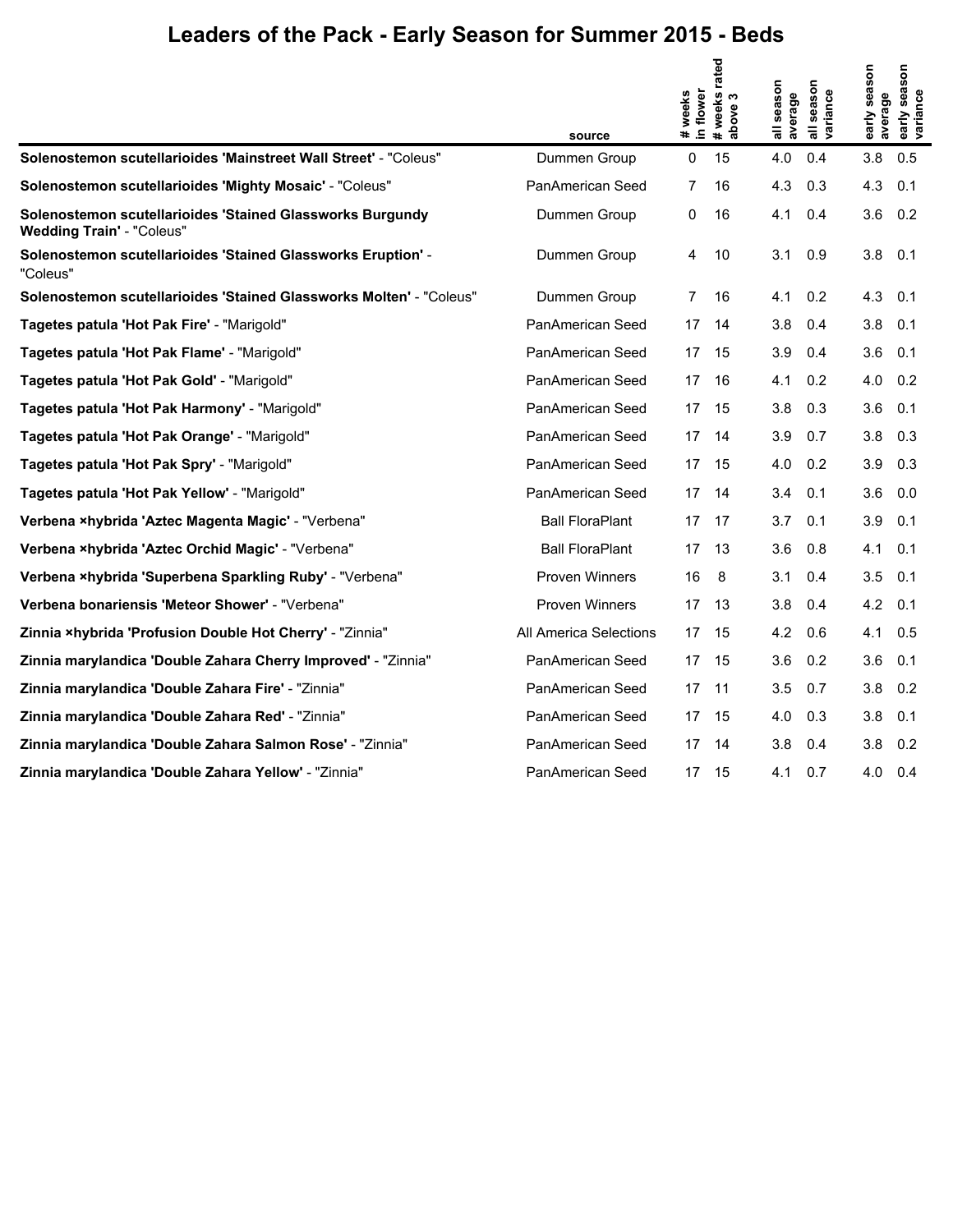# Leaders of the Pack - Early Season for Summer 2015 - Beds

| | source | # weeks in flower | # weeks rated above 3 | all season average | all season variance | early season average | early season variance |
|---|---|---|---|---|---|---|---|
| **Solenostemon scutellarioides 'Mainstreet Wall Street'** - "Coleus" | Dummen Group | 0 | 15 | 4.0 | 0.4 | 3.8 | 0.5 |
| **Solenostemon scutellarioides 'Mighty Mosaic'** - "Coleus" | PanAmerican Seed | 7 | 16 | 4.3 | 0.3 | 4.3 | 0.1 |
| **Solenostemon scutellarioides 'Stained Glassworks Burgundy Wedding Train'** - "Coleus" | Dummen Group | 0 | 16 | 4.1 | 0.4 | 3.6 | 0.2 |
| **Solenostemon scutellarioides 'Stained Glassworks Eruption'** - "Coleus" | Dummen Group | 4 | 10 | 3.1 | 0.9 | 3.8 | 0.1 |
| **Solenostemon scutellarioides 'Stained Glassworks Molten'** - "Coleus" | Dummen Group | 7 | 16 | 4.1 | 0.2 | 4.3 | 0.1 |
| **Tagetes patula 'Hot Pak Fire'** - "Marigold" | PanAmerican Seed | 17 | 14 | 3.8 | 0.4 | 3.8 | 0.1 |
| **Tagetes patula 'Hot Pak Flame'** - "Marigold" | PanAmerican Seed | 17 | 15 | 3.9 | 0.4 | 3.6 | 0.1 |
| **Tagetes patula 'Hot Pak Gold'** - "Marigold" | PanAmerican Seed | 17 | 16 | 4.1 | 0.2 | 4.0 | 0.2 |
| **Tagetes patula 'Hot Pak Harmony'** - "Marigold" | PanAmerican Seed | 17 | 15 | 3.8 | 0.3 | 3.6 | 0.1 |
| **Tagetes patula 'Hot Pak Orange'** - "Marigold" | PanAmerican Seed | 17 | 14 | 3.9 | 0.7 | 3.8 | 0.3 |
| **Tagetes patula 'Hot Pak Spry'** - "Marigold" | PanAmerican Seed | 17 | 15 | 4.0 | 0.2 | 3.9 | 0.3 |
| **Tagetes patula 'Hot Pak Yellow'** - "Marigold" | PanAmerican Seed | 17 | 14 | 3.4 | 0.1 | 3.6 | 0.0 |
| **Verbena ×hybrida 'Aztec Magenta Magic'** - "Verbena" | Ball FloraPlant | 17 | 17 | 3.7 | 0.1 | 3.9 | 0.1 |
| **Verbena ×hybrida 'Aztec Orchid Magic'** - "Verbena" | Ball FloraPlant | 17 | 13 | 3.6 | 0.8 | 4.1 | 0.1 |
| **Verbena ×hybrida 'Superbena Sparkling Ruby'** - "Verbena" | Proven Winners | 16 | 8 | 3.1 | 0.4 | 3.5 | 0.1 |
| **Verbena bonariensis 'Meteor Shower'** - "Verbena" | Proven Winners | 17 | 13 | 3.8 | 0.4 | 4.2 | 0.1 |
| **Zinnia ×hybrida 'Profusion Double Hot Cherry'** - "Zinnia" | All America Selections | 17 | 15 | 4.2 | 0.6 | 4.1 | 0.5 |
| **Zinnia marylandica 'Double Zahara Cherry Improved'** - "Zinnia" | PanAmerican Seed | 17 | 15 | 3.6 | 0.2 | 3.6 | 0.1 |
| **Zinnia marylandica 'Double Zahara Fire'** - "Zinnia" | PanAmerican Seed | 17 | 11 | 3.5 | 0.7 | 3.8 | 0.2 |
| **Zinnia marylandica 'Double Zahara Red'** - "Zinnia" | PanAmerican Seed | 17 | 15 | 4.0 | 0.3 | 3.8 | 0.1 |
| **Zinnia marylandica 'Double Zahara Salmon Rose'** - "Zinnia" | PanAmerican Seed | 17 | 14 | 3.8 | 0.4 | 3.8 | 0.2 |
| **Zinnia marylandica 'Double Zahara Yellow'** - "Zinnia" | PanAmerican Seed | 17 | 15 | 4.1 | 0.7 | 4.0 | 0.4 |